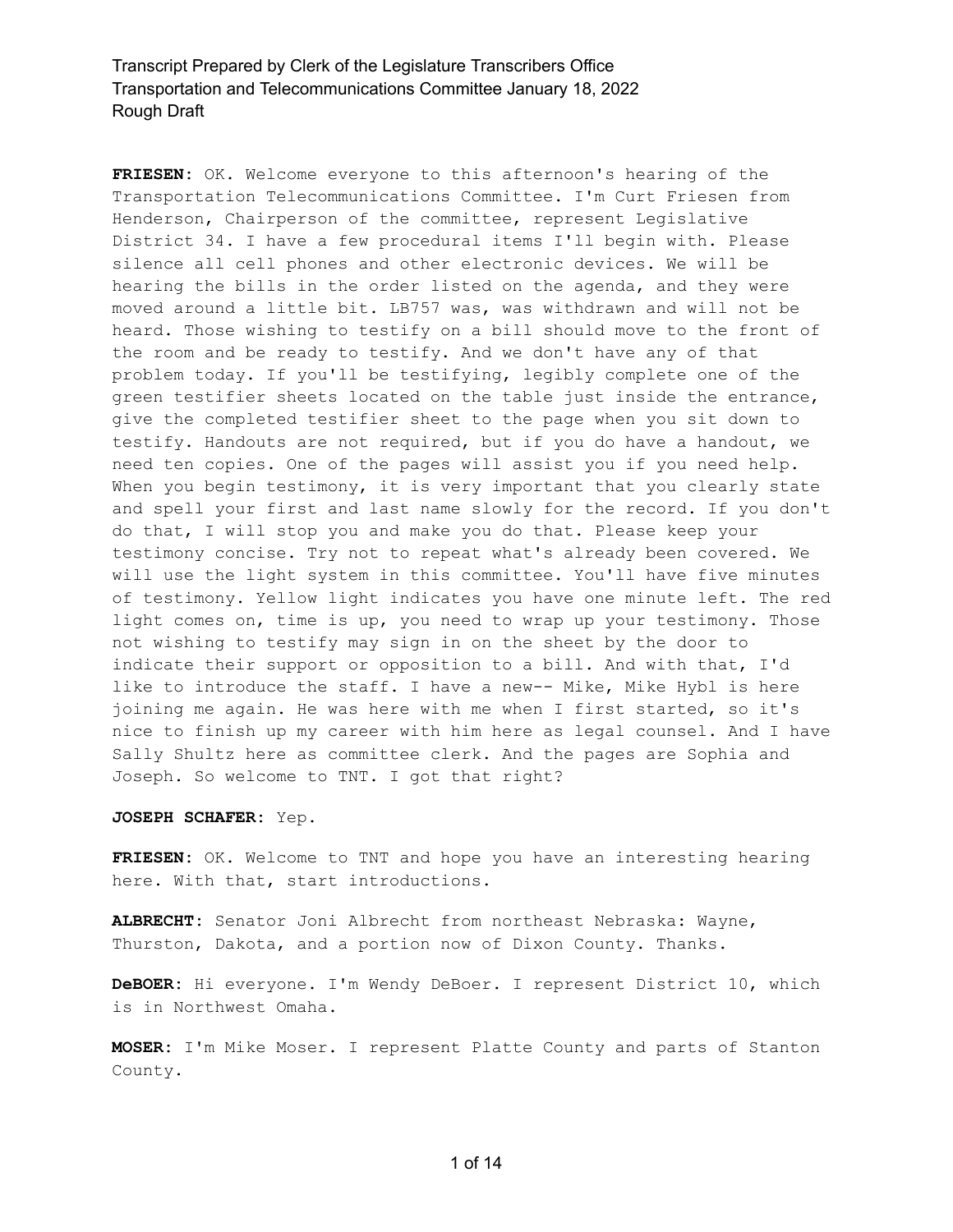**FRIESEN:** OK. Welcome everyone to this afternoon's hearing of the Transportation Telecommunications Committee. I'm Curt Friesen from Henderson, Chairperson of the committee, represent Legislative District 34. I have a few procedural items I'll begin with. Please silence all cell phones and other electronic devices. We will be hearing the bills in the order listed on the agenda, and they were moved around a little bit. LB757 was, was withdrawn and will not be heard. Those wishing to testify on a bill should move to the front of the room and be ready to testify. And we don't have any of that problem today. If you'll be testifying, legibly complete one of the green testifier sheets located on the table just inside the entrance, give the completed testifier sheet to the page when you sit down to testify. Handouts are not required, but if you do have a handout, we need ten copies. One of the pages will assist you if you need help. When you begin testimony, it is very important that you clearly state and spell your first and last name slowly for the record. If you don't do that, I will stop you and make you do that. Please keep your testimony concise. Try not to repeat what's already been covered. We will use the light system in this committee. You'll have five minutes of testimony. Yellow light indicates you have one minute left. The red light comes on, time is up, you need to wrap up your testimony. Those not wishing to testify may sign in on the sheet by the door to indicate their support or opposition to a bill. And with that, I'd like to introduce the staff. I have a new-- Mike, Mike Hybl is here joining me again. He was here with me when I first started, so it's nice to finish up my career with him here as legal counsel. And I have Sally Shultz here as committee clerk. And the pages are Sophia and Joseph. So welcome to TNT. I got that right?

**JOSEPH SCHAFER:** Yep.

**FRIESEN:** OK. Welcome to TNT and hope you have an interesting hearing here. With that, start introductions.

**ALBRECHT:** Senator Joni Albrecht from northeast Nebraska: Wayne, Thurston, Dakota, and a portion now of Dixon County. Thanks.

**DeBOER:** Hi everyone. I'm Wendy DeBoer. I represent District 10, which is in Northwest Omaha.

**MOSER:** I'm Mike Moser. I represent Platte County and parts of Stanton County.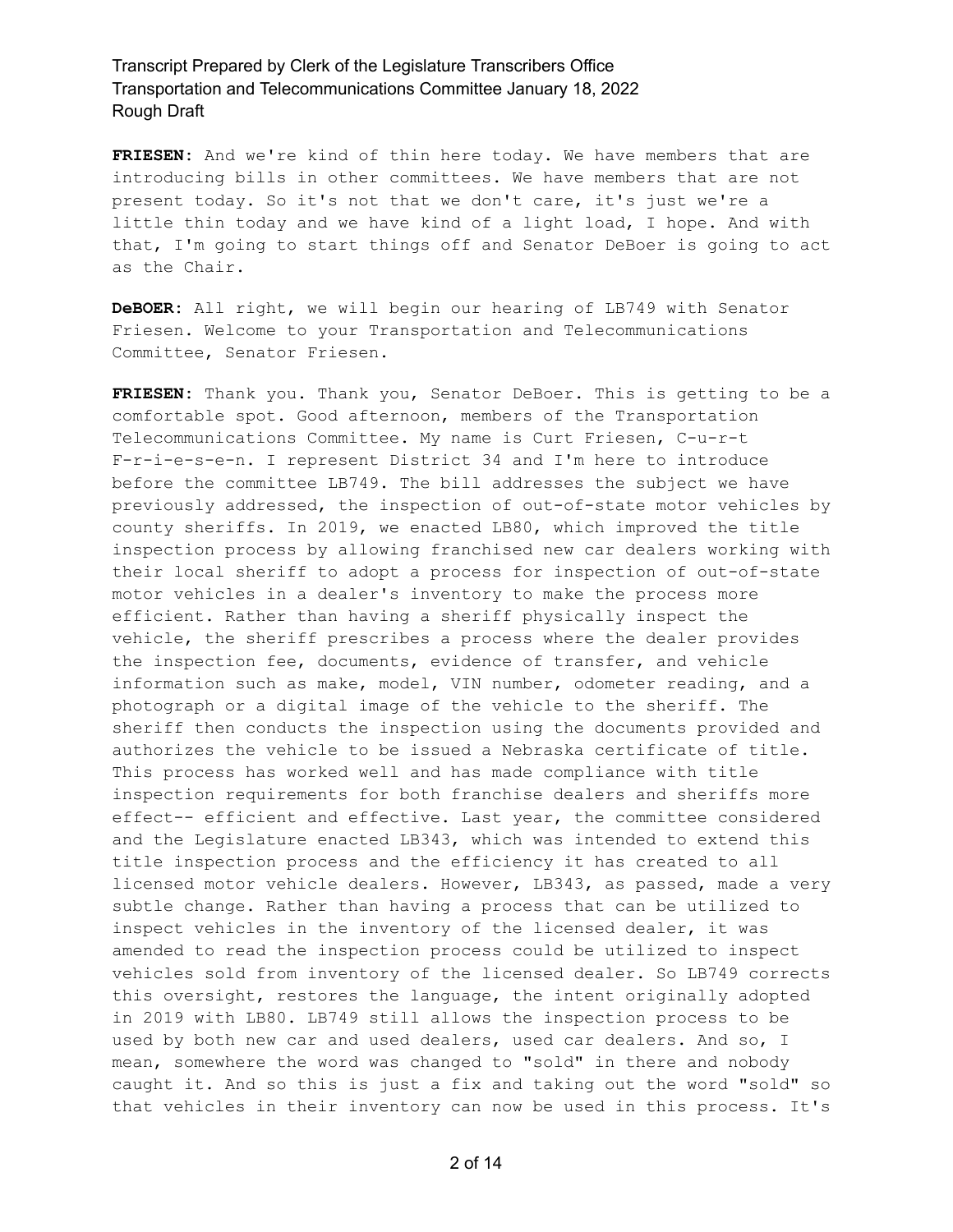**FRIESEN:** And we're kind of thin here today. We have members that are introducing bills in other committees. We have members that are not present today. So it's not that we don't care, it's just we're a little thin today and we have kind of a light load, I hope. And with that, I'm going to start things off and Senator DeBoer is going to act as the Chair.

**DeBOER:** All right, we will begin our hearing of LB749 with Senator Friesen. Welcome to your Transportation and Telecommunications Committee, Senator Friesen.

**FRIESEN:** Thank you. Thank you, Senator DeBoer. This is getting to be a comfortable spot. Good afternoon, members of the Transportation Telecommunications Committee. My name is Curt Friesen, C-u-r-t F-r-i-e-s-e-n. I represent District 34 and I'm here to introduce before the committee LB749. The bill addresses the subject we have previously addressed, the inspection of out-of-state motor vehicles by county sheriffs. In 2019, we enacted LB80, which improved the title inspection process by allowing franchised new car dealers working with their local sheriff to adopt a process for inspection of out-of-state motor vehicles in a dealer's inventory to make the process more efficient. Rather than having a sheriff physically inspect the vehicle, the sheriff prescribes a process where the dealer provides the inspection fee, documents, evidence of transfer, and vehicle information such as make, model, VIN number, odometer reading, and a photograph or a digital image of the vehicle to the sheriff. The sheriff then conducts the inspection using the documents provided and authorizes the vehicle to be issued a Nebraska certificate of title. This process has worked well and has made compliance with title inspection requirements for both franchise dealers and sheriffs more effect-- efficient and effective. Last year, the committee considered and the Legislature enacted LB343, which was intended to extend this title inspection process and the efficiency it has created to all licensed motor vehicle dealers. However, LB343, as passed, made a very subtle change. Rather than having a process that can be utilized to inspect vehicles in the inventory of the licensed dealer, it was amended to read the inspection process could be utilized to inspect vehicles sold from inventory of the licensed dealer. So LB749 corrects this oversight, restores the language, the intent originally adopted in 2019 with LB80. LB749 still allows the inspection process to be used by both new car and used dealers, used car dealers. And so, I mean, somewhere the word was changed to "sold" in there and nobody caught it. And so this is just a fix and taking out the word "sold" so that vehicles in their inventory can now be used in this process. It's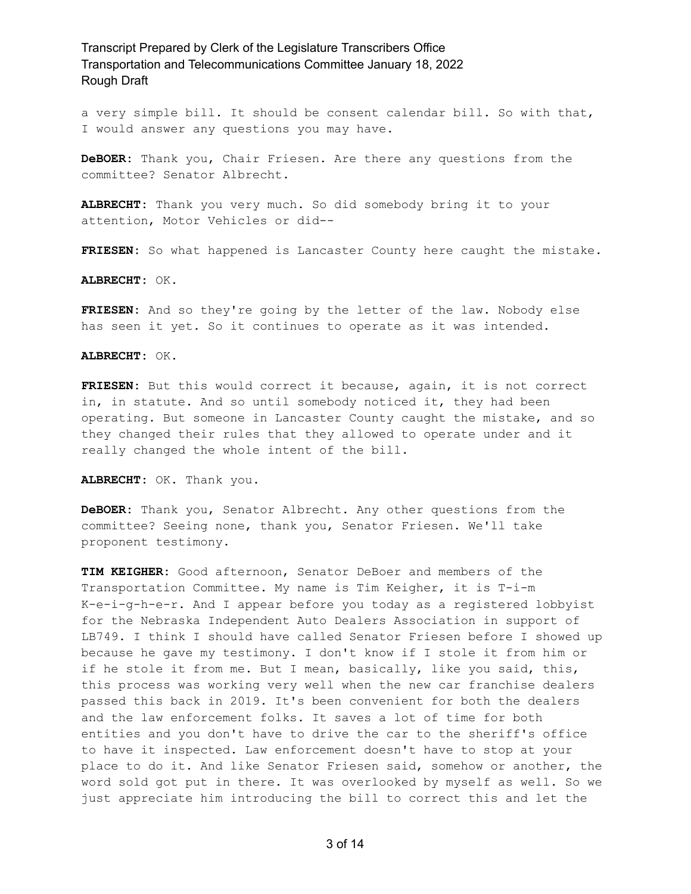a very simple bill. It should be consent calendar bill. So with that, I would answer any questions you may have.

**DeBOER:** Thank you, Chair Friesen. Are there any questions from the committee? Senator Albrecht.

**ALBRECHT:** Thank you very much. So did somebody bring it to your attention, Motor Vehicles or did--

**FRIESEN:** So what happened is Lancaster County here caught the mistake.

**ALBRECHT:** OK.

**FRIESEN:** And so they're going by the letter of the law. Nobody else has seen it yet. So it continues to operate as it was intended.

**ALBRECHT:** OK.

**FRIESEN:** But this would correct it because, again, it is not correct in, in statute. And so until somebody noticed it, they had been operating. But someone in Lancaster County caught the mistake, and so they changed their rules that they allowed to operate under and it really changed the whole intent of the bill.

**ALBRECHT:** OK. Thank you.

**DeBOER:** Thank you, Senator Albrecht. Any other questions from the committee? Seeing none, thank you, Senator Friesen. We'll take proponent testimony.

**TIM KEIGHER:** Good afternoon, Senator DeBoer and members of the Transportation Committee. My name is Tim Keigher, it is T-i-m K-e-i-g-h-e-r. And I appear before you today as a registered lobbyist for the Nebraska Independent Auto Dealers Association in support of LB749. I think I should have called Senator Friesen before I showed up because he gave my testimony. I don't know if I stole it from him or if he stole it from me. But I mean, basically, like you said, this, this process was working very well when the new car franchise dealers passed this back in 2019. It's been convenient for both the dealers and the law enforcement folks. It saves a lot of time for both entities and you don't have to drive the car to the sheriff's office to have it inspected. Law enforcement doesn't have to stop at your place to do it. And like Senator Friesen said, somehow or another, the word sold got put in there. It was overlooked by myself as well. So we just appreciate him introducing the bill to correct this and let the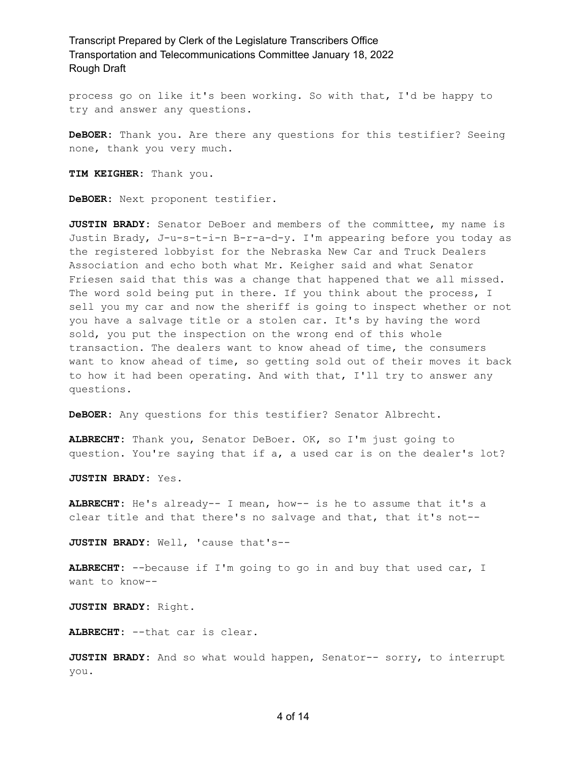process go on like it's been working. So with that, I'd be happy to try and answer any questions.

**DeBOER:** Thank you. Are there any questions for this testifier? Seeing none, thank you very much.

**TIM KEIGHER:** Thank you.

**DeBOER:** Next proponent testifier.

**JUSTIN BRADY:** Senator DeBoer and members of the committee, my name is Justin Brady, J-u-s-t-i-n B-r-a-d-y. I'm appearing before you today as the registered lobbyist for the Nebraska New Car and Truck Dealers Association and echo both what Mr. Keigher said and what Senator Friesen said that this was a change that happened that we all missed. The word sold being put in there. If you think about the process, I sell you my car and now the sheriff is going to inspect whether or not you have a salvage title or a stolen car. It's by having the word sold, you put the inspection on the wrong end of this whole transaction. The dealers want to know ahead of time, the consumers want to know ahead of time, so getting sold out of their moves it back to how it had been operating. And with that, I'll try to answer any questions.

**DeBOER:** Any questions for this testifier? Senator Albrecht.

**ALBRECHT:** Thank you, Senator DeBoer. OK, so I'm just going to question. You're saying that if a, a used car is on the dealer's lot?

**JUSTIN BRADY:** Yes.

**ALBRECHT:** He's already-- I mean, how-- is he to assume that it's a clear title and that there's no salvage and that, that it's not--

**JUSTIN BRADY:** Well, 'cause that's--

**ALBRECHT:** --because if I'm going to go in and buy that used car, I want to know--

**JUSTIN BRADY:** Right.

**ALBRECHT:** --that car is clear.

**JUSTIN BRADY:** And so what would happen, Senator-- sorry, to interrupt you.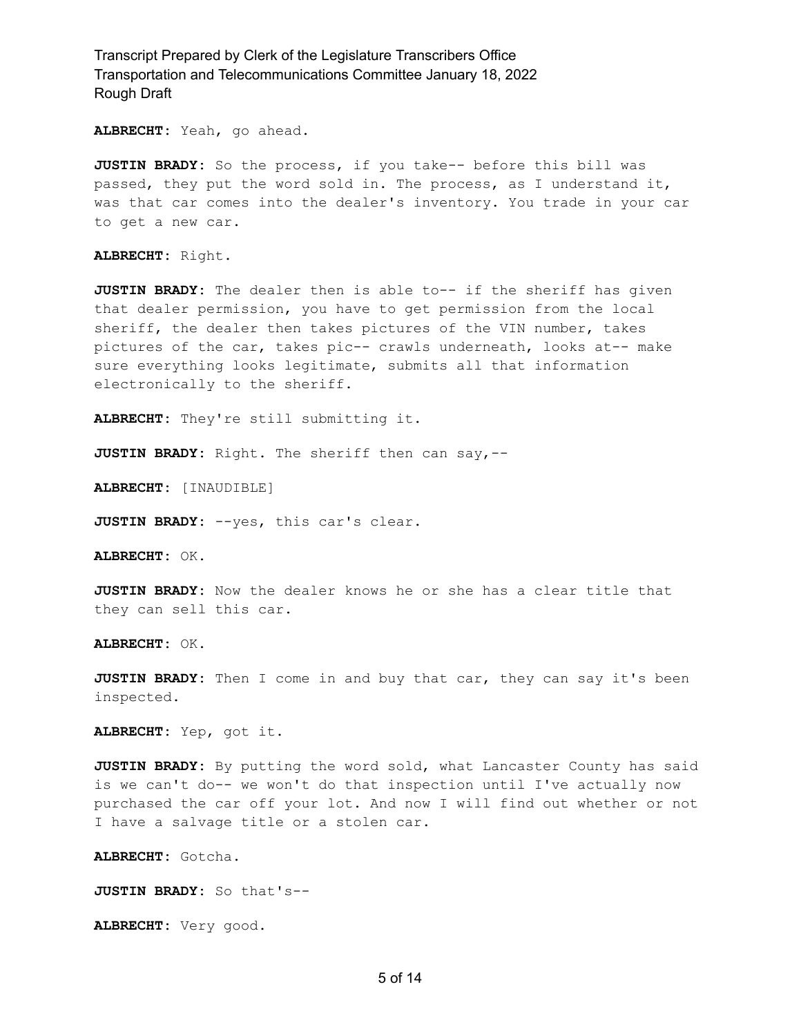**ALBRECHT:** Yeah, go ahead.

**JUSTIN BRADY:** So the process, if you take-- before this bill was passed, they put the word sold in. The process, as I understand it, was that car comes into the dealer's inventory. You trade in your car to get a new car.

**ALBRECHT:** Right.

**JUSTIN BRADY:** The dealer then is able to-- if the sheriff has given that dealer permission, you have to get permission from the local sheriff, the dealer then takes pictures of the VIN number, takes pictures of the car, takes pic-- crawls underneath, looks at-- make sure everything looks legitimate, submits all that information electronically to the sheriff.

**ALBRECHT:** They're still submitting it.

**JUSTIN BRADY:** Right. The sheriff then can say,--

**ALBRECHT:** [INAUDIBLE]

**JUSTIN BRADY:** --yes, this car's clear.

**ALBRECHT:** OK.

**JUSTIN BRADY:** Now the dealer knows he or she has a clear title that they can sell this car.

**ALBRECHT:** OK.

**JUSTIN BRADY:** Then I come in and buy that car, they can say it's been inspected.

**ALBRECHT:** Yep, got it.

**JUSTIN BRADY:** By putting the word sold, what Lancaster County has said is we can't do-- we won't do that inspection until I've actually now purchased the car off your lot. And now I will find out whether or not I have a salvage title or a stolen car.

**ALBRECHT:** Gotcha.

**JUSTIN BRADY:** So that's--

**ALBRECHT:** Very good.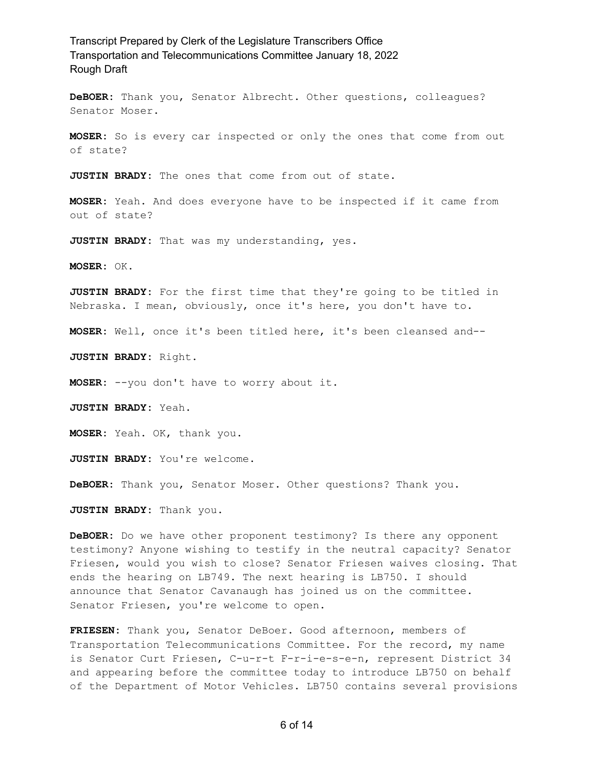**DeBOER:** Thank you, Senator Albrecht. Other questions, colleagues? Senator Moser.

**MOSER:** So is every car inspected or only the ones that come from out of state?

**JUSTIN BRADY:** The ones that come from out of state.

**MOSER:** Yeah. And does everyone have to be inspected if it came from out of state?

**JUSTIN BRADY:** That was my understanding, yes.

**MOSER:** OK.

**JUSTIN BRADY:** For the first time that they're going to be titled in Nebraska. I mean, obviously, once it's here, you don't have to.

**MOSER:** Well, once it's been titled here, it's been cleansed and--

**JUSTIN BRADY:** Right.

**MOSER:** --you don't have to worry about it.

**JUSTIN BRADY:** Yeah.

**MOSER:** Yeah. OK, thank you.

**JUSTIN BRADY:** You're welcome.

**DeBOER:** Thank you, Senator Moser. Other questions? Thank you.

**JUSTIN BRADY:** Thank you.

**DeBOER:** Do we have other proponent testimony? Is there any opponent testimony? Anyone wishing to testify in the neutral capacity? Senator Friesen, would you wish to close? Senator Friesen waives closing. That ends the hearing on LB749. The next hearing is LB750. I should announce that Senator Cavanaugh has joined us on the committee. Senator Friesen, you're welcome to open.

**FRIESEN:** Thank you, Senator DeBoer. Good afternoon, members of Transportation Telecommunications Committee. For the record, my name is Senator Curt Friesen, C-u-r-t F-r-i-e-s-e-n, represent District 34 and appearing before the committee today to introduce LB750 on behalf of the Department of Motor Vehicles. LB750 contains several provisions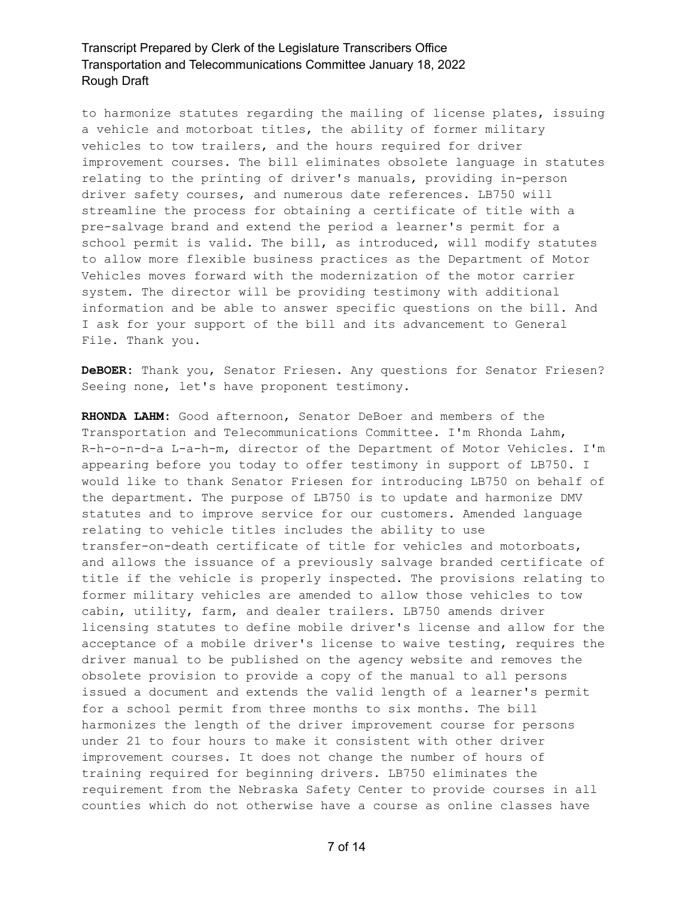to harmonize statutes regarding the mailing of license plates, issuing a vehicle and motorboat titles, the ability of former military vehicles to tow trailers, and the hours required for driver improvement courses. The bill eliminates obsolete language in statutes relating to the printing of driver's manuals, providing in-person driver safety courses, and numerous date references. LB750 will streamline the process for obtaining a certificate of title with a pre-salvage brand and extend the period a learner's permit for a school permit is valid. The bill, as introduced, will modify statutes to allow more flexible business practices as the Department of Motor Vehicles moves forward with the modernization of the motor carrier system. The director will be providing testimony with additional information and be able to answer specific questions on the bill. And I ask for your support of the bill and its advancement to General File. Thank you.

**DeBOER:** Thank you, Senator Friesen. Any questions for Senator Friesen? Seeing none, let's have proponent testimony.

**RHONDA LAHM:** Good afternoon, Senator DeBoer and members of the Transportation and Telecommunications Committee. I'm Rhonda Lahm, R-h-o-n-d-a L-a-h-m, director of the Department of Motor Vehicles. I'm appearing before you today to offer testimony in support of LB750. I would like to thank Senator Friesen for introducing LB750 on behalf of the department. The purpose of LB750 is to update and harmonize DMV statutes and to improve service for our customers. Amended language relating to vehicle titles includes the ability to use transfer-on-death certificate of title for vehicles and motorboats, and allows the issuance of a previously salvage branded certificate of title if the vehicle is properly inspected. The provisions relating to former military vehicles are amended to allow those vehicles to tow cabin, utility, farm, and dealer trailers. LB750 amends driver licensing statutes to define mobile driver's license and allow for the acceptance of a mobile driver's license to waive testing, requires the driver manual to be published on the agency website and removes the obsolete provision to provide a copy of the manual to all persons issued a document and extends the valid length of a learner's permit for a school permit from three months to six months. The bill harmonizes the length of the driver improvement course for persons under 21 to four hours to make it consistent with other driver improvement courses. It does not change the number of hours of training required for beginning drivers. LB750 eliminates the requirement from the Nebraska Safety Center to provide courses in all counties which do not otherwise have a course as online classes have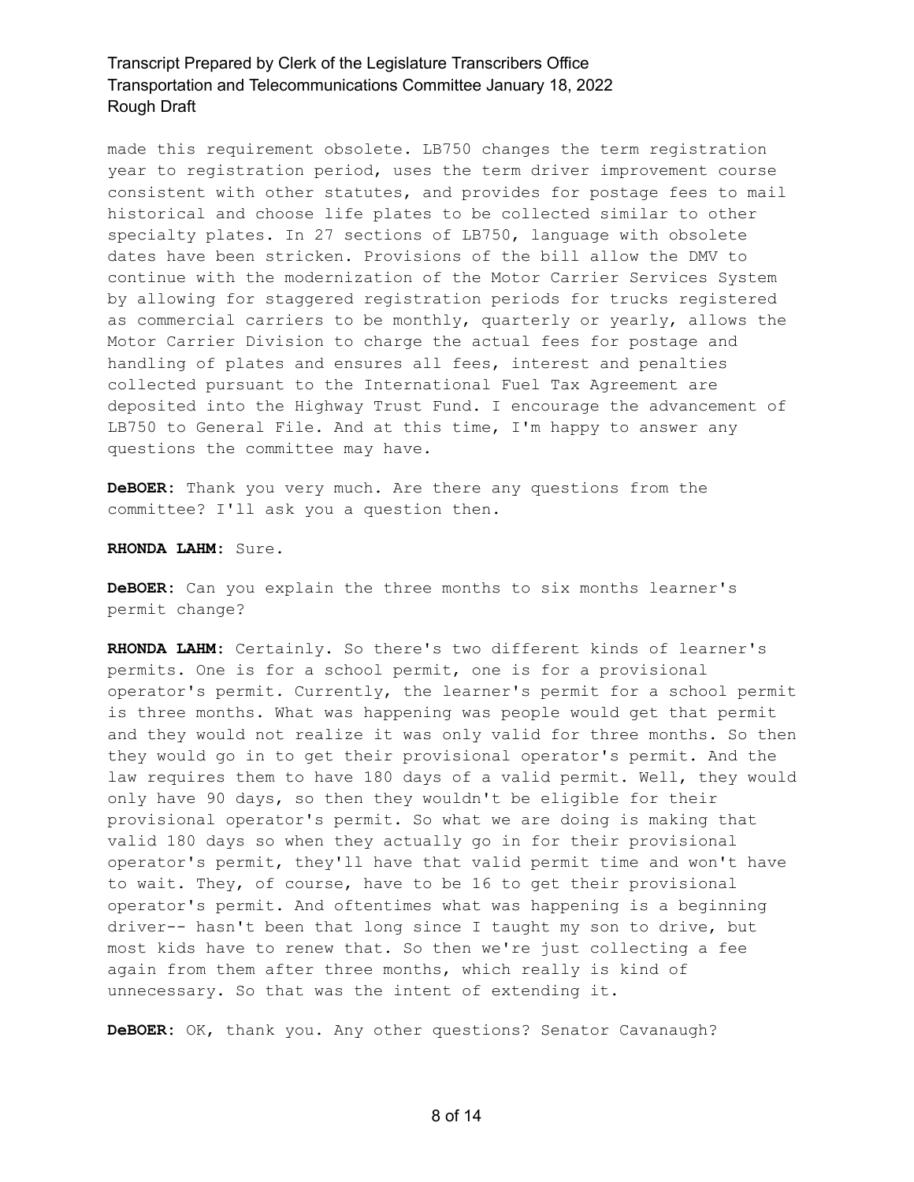made this requirement obsolete. LB750 changes the term registration year to registration period, uses the term driver improvement course consistent with other statutes, and provides for postage fees to mail historical and choose life plates to be collected similar to other specialty plates. In 27 sections of LB750, language with obsolete dates have been stricken. Provisions of the bill allow the DMV to continue with the modernization of the Motor Carrier Services System by allowing for staggered registration periods for trucks registered as commercial carriers to be monthly, quarterly or yearly, allows the Motor Carrier Division to charge the actual fees for postage and handling of plates and ensures all fees, interest and penalties collected pursuant to the International Fuel Tax Agreement are deposited into the Highway Trust Fund. I encourage the advancement of LB750 to General File. And at this time, I'm happy to answer any questions the committee may have.

**DeBOER:** Thank you very much. Are there any questions from the committee? I'll ask you a question then.

**RHONDA LAHM:** Sure.

**DeBOER:** Can you explain the three months to six months learner's permit change?

**RHONDA LAHM:** Certainly. So there's two different kinds of learner's permits. One is for a school permit, one is for a provisional operator's permit. Currently, the learner's permit for a school permit is three months. What was happening was people would get that permit and they would not realize it was only valid for three months. So then they would go in to get their provisional operator's permit. And the law requires them to have 180 days of a valid permit. Well, they would only have 90 days, so then they wouldn't be eligible for their provisional operator's permit. So what we are doing is making that valid 180 days so when they actually go in for their provisional operator's permit, they'll have that valid permit time and won't have to wait. They, of course, have to be 16 to get their provisional operator's permit. And oftentimes what was happening is a beginning driver-- hasn't been that long since I taught my son to drive, but most kids have to renew that. So then we're just collecting a fee again from them after three months, which really is kind of unnecessary. So that was the intent of extending it.

**DeBOER:** OK, thank you. Any other questions? Senator Cavanaugh?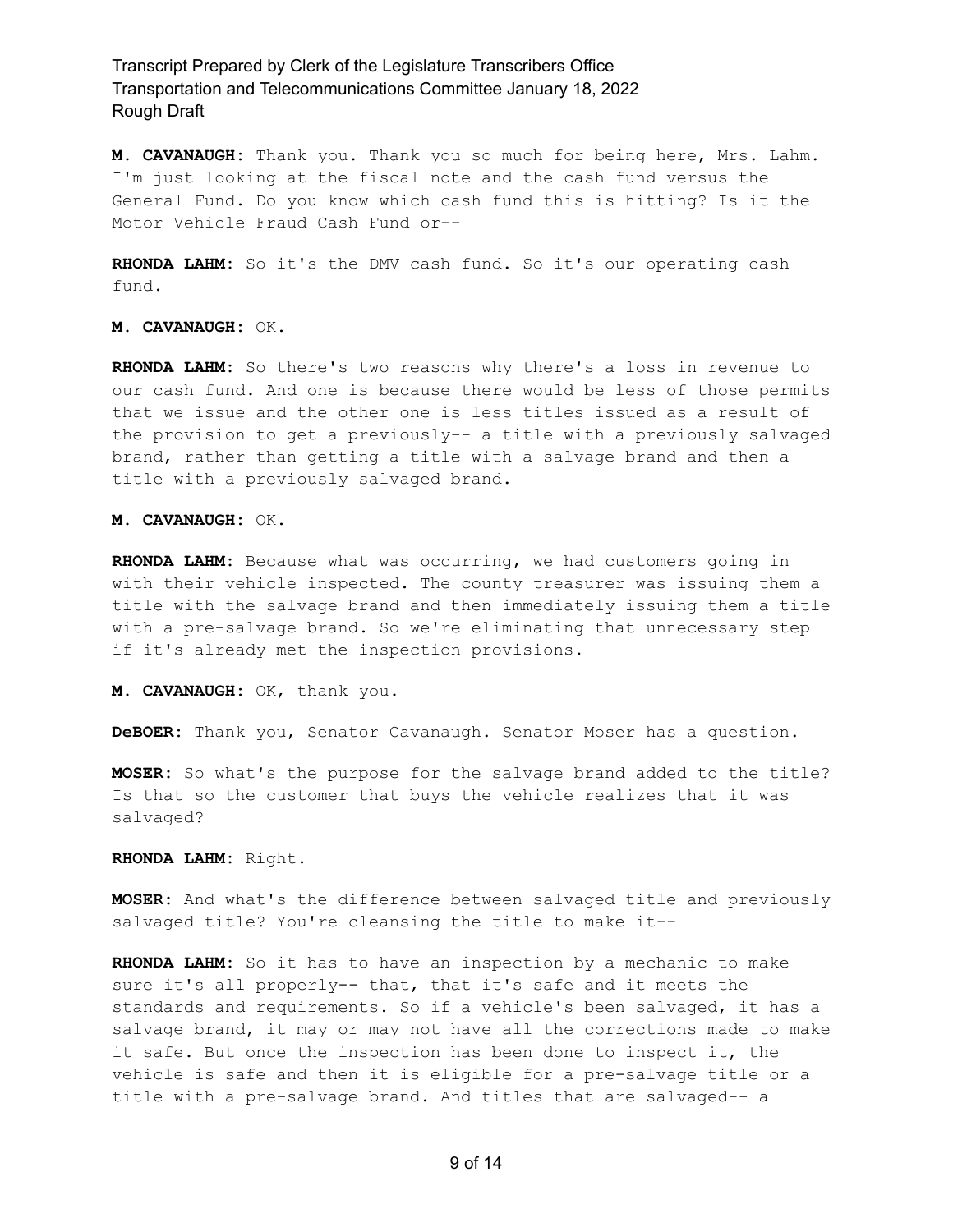**M. CAVANAUGH:** Thank you. Thank you so much for being here, Mrs. Lahm. I'm just looking at the fiscal note and the cash fund versus the General Fund. Do you know which cash fund this is hitting? Is it the Motor Vehicle Fraud Cash Fund or--

**RHONDA LAHM:** So it's the DMV cash fund. So it's our operating cash fund.

**M. CAVANAUGH:** OK.

**RHONDA LAHM:** So there's two reasons why there's a loss in revenue to our cash fund. And one is because there would be less of those permits that we issue and the other one is less titles issued as a result of the provision to get a previously-- a title with a previously salvaged brand, rather than getting a title with a salvage brand and then a title with a previously salvaged brand.

**M. CAVANAUGH:** OK.

**RHONDA LAHM:** Because what was occurring, we had customers going in with their vehicle inspected. The county treasurer was issuing them a title with the salvage brand and then immediately issuing them a title with a pre-salvage brand. So we're eliminating that unnecessary step if it's already met the inspection provisions.

**M. CAVANAUGH:** OK, thank you.

**DeBOER:** Thank you, Senator Cavanaugh. Senator Moser has a question.

**MOSER:** So what's the purpose for the salvage brand added to the title? Is that so the customer that buys the vehicle realizes that it was salvaged?

**RHONDA LAHM:** Right.

**MOSER:** And what's the difference between salvaged title and previously salvaged title? You're cleansing the title to make it--

**RHONDA LAHM:** So it has to have an inspection by a mechanic to make sure it's all properly-- that, that it's safe and it meets the standards and requirements. So if a vehicle's been salvaged, it has a salvage brand, it may or may not have all the corrections made to make it safe. But once the inspection has been done to inspect it, the vehicle is safe and then it is eligible for a pre-salvage title or a title with a pre-salvage brand. And titles that are salvaged-- a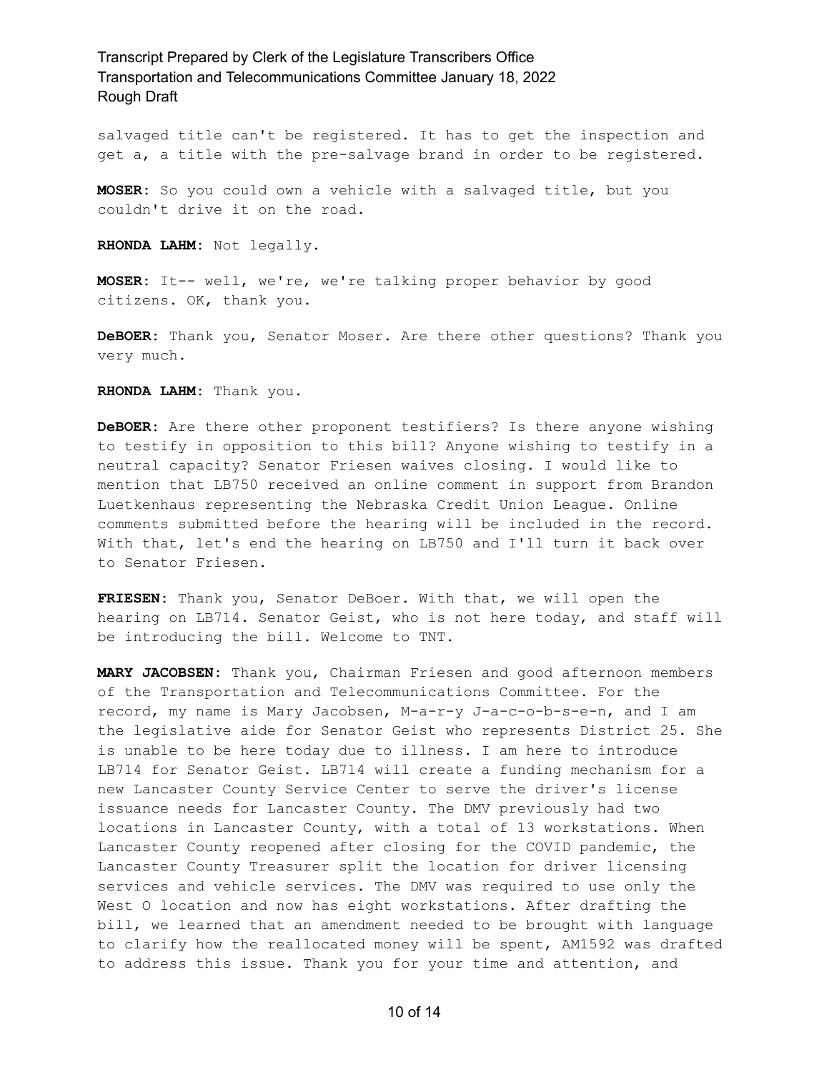salvaged title can't be registered. It has to get the inspection and get a, a title with the pre-salvage brand in order to be registered.

**MOSER:** So you could own a vehicle with a salvaged title, but you couldn't drive it on the road.

**RHONDA LAHM:** Not legally.

**MOSER:** It-- well, we're, we're talking proper behavior by good citizens. OK, thank you.

**DeBOER:** Thank you, Senator Moser. Are there other questions? Thank you very much.

**RHONDA LAHM:** Thank you.

**DeBOER:** Are there other proponent testifiers? Is there anyone wishing to testify in opposition to this bill? Anyone wishing to testify in a neutral capacity? Senator Friesen waives closing. I would like to mention that LB750 received an online comment in support from Brandon Luetkenhaus representing the Nebraska Credit Union League. Online comments submitted before the hearing will be included in the record. With that, let's end the hearing on LB750 and I'll turn it back over to Senator Friesen.

**FRIESEN:** Thank you, Senator DeBoer. With that, we will open the hearing on LB714. Senator Geist, who is not here today, and staff will be introducing the bill. Welcome to TNT.

**MARY JACOBSEN:** Thank you, Chairman Friesen and good afternoon members of the Transportation and Telecommunications Committee. For the record, my name is Mary Jacobsen, M-a-r-y J-a-c-o-b-s-e-n, and I am the legislative aide for Senator Geist who represents District 25. She is unable to be here today due to illness. I am here to introduce LB714 for Senator Geist. LB714 will create a funding mechanism for a new Lancaster County Service Center to serve the driver's license issuance needs for Lancaster County. The DMV previously had two locations in Lancaster County, with a total of 13 workstations. When Lancaster County reopened after closing for the COVID pandemic, the Lancaster County Treasurer split the location for driver licensing services and vehicle services. The DMV was required to use only the West O location and now has eight workstations. After drafting the bill, we learned that an amendment needed to be brought with language to clarify how the reallocated money will be spent, AM1592 was drafted to address this issue. Thank you for your time and attention, and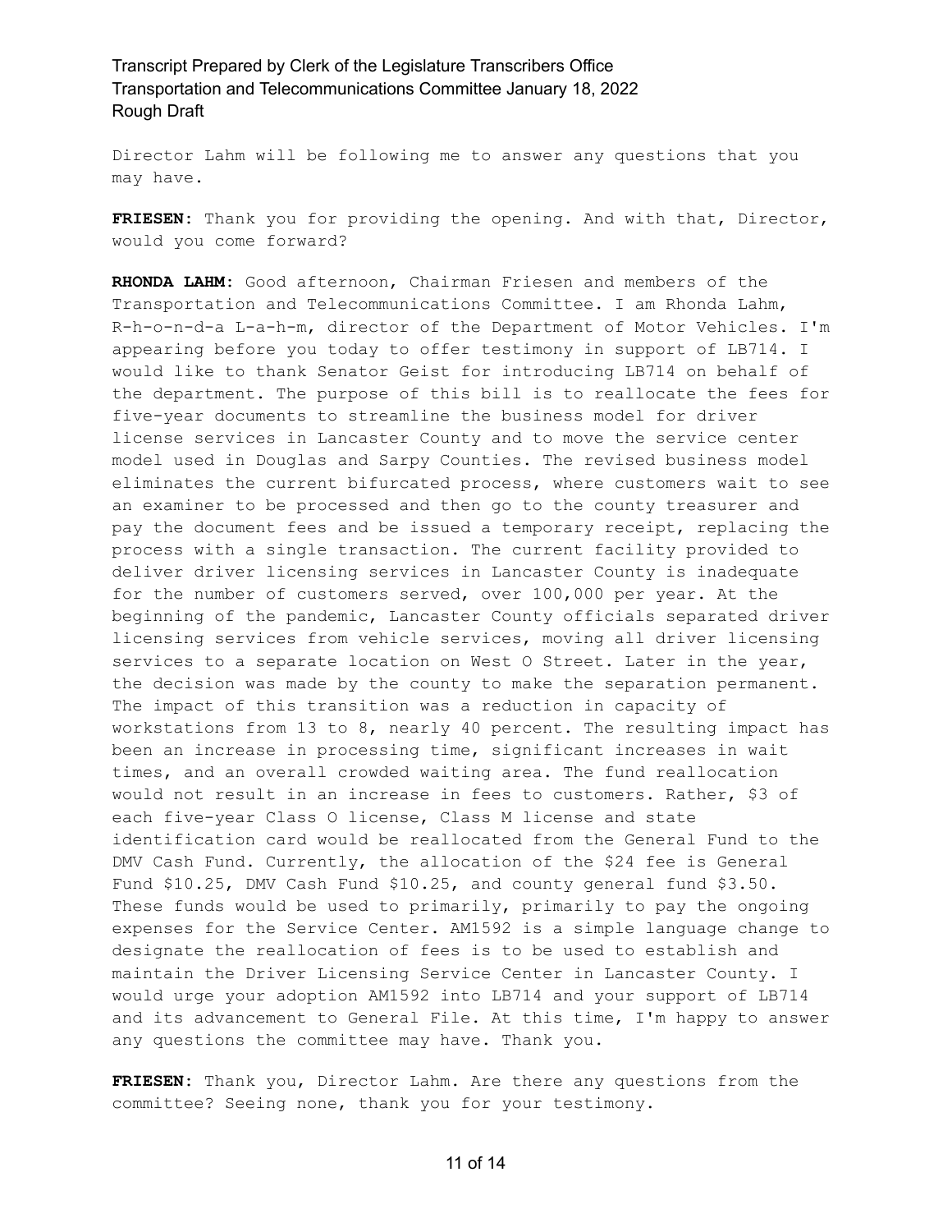Director Lahm will be following me to answer any questions that you may have.

**FRIESEN:** Thank you for providing the opening. And with that, Director, would you come forward?

**RHONDA LAHM:** Good afternoon, Chairman Friesen and members of the Transportation and Telecommunications Committee. I am Rhonda Lahm, R-h-o-n-d-a L-a-h-m, director of the Department of Motor Vehicles. I'm appearing before you today to offer testimony in support of LB714. I would like to thank Senator Geist for introducing LB714 on behalf of the department. The purpose of this bill is to reallocate the fees for five-year documents to streamline the business model for driver license services in Lancaster County and to move the service center model used in Douglas and Sarpy Counties. The revised business model eliminates the current bifurcated process, where customers wait to see an examiner to be processed and then go to the county treasurer and pay the document fees and be issued a temporary receipt, replacing the process with a single transaction. The current facility provided to deliver driver licensing services in Lancaster County is inadequate for the number of customers served, over 100,000 per year. At the beginning of the pandemic, Lancaster County officials separated driver licensing services from vehicle services, moving all driver licensing services to a separate location on West O Street. Later in the year, the decision was made by the county to make the separation permanent. The impact of this transition was a reduction in capacity of workstations from 13 to 8, nearly 40 percent. The resulting impact has been an increase in processing time, significant increases in wait times, and an overall crowded waiting area. The fund reallocation would not result in an increase in fees to customers. Rather, $3 of each five-year Class O license, Class M license and state identification card would be reallocated from the General Fund to the DMV Cash Fund. Currently, the allocation of the $24 fee is General Fund $10.25, DMV Cash Fund $10.25, and county general fund $3.50. These funds would be used to primarily, primarily to pay the ongoing expenses for the Service Center. AM1592 is a simple language change to designate the reallocation of fees is to be used to establish and maintain the Driver Licensing Service Center in Lancaster County. I would urge your adoption AM1592 into LB714 and your support of LB714 and its advancement to General File. At this time, I'm happy to answer any questions the committee may have. Thank you.

**FRIESEN:** Thank you, Director Lahm. Are there any questions from the committee? Seeing none, thank you for your testimony.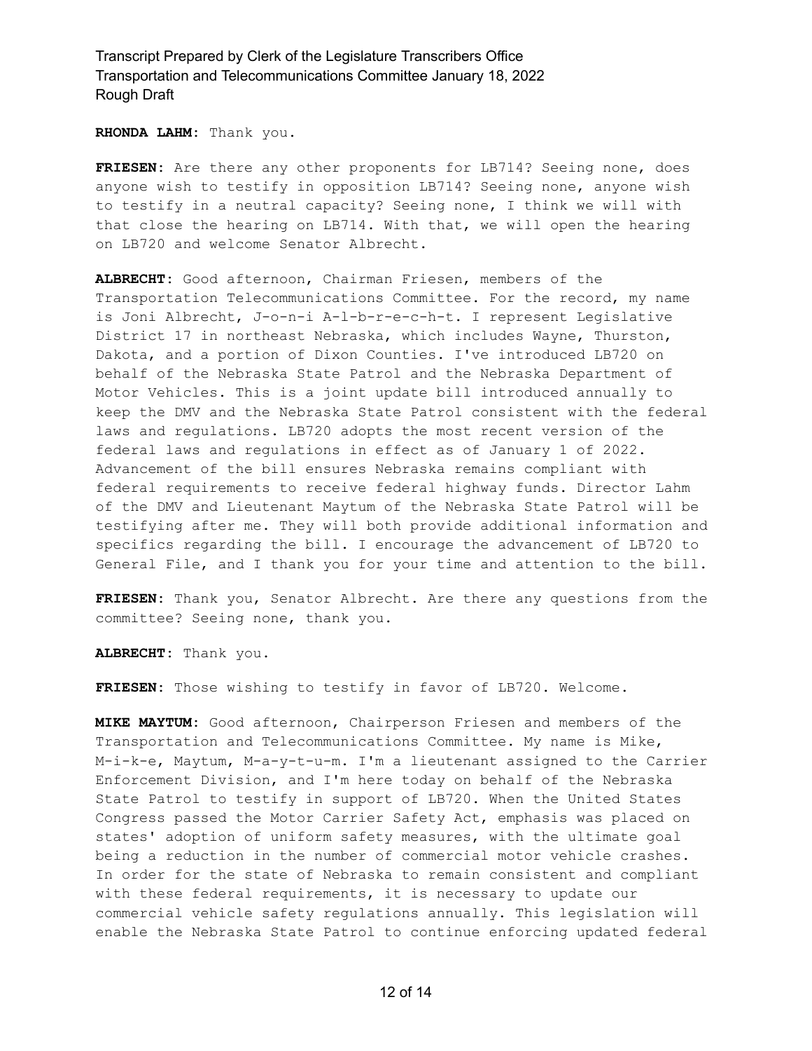**RHONDA LAHM:** Thank you.

**FRIESEN:** Are there any other proponents for LB714? Seeing none, does anyone wish to testify in opposition LB714? Seeing none, anyone wish to testify in a neutral capacity? Seeing none, I think we will with that close the hearing on LB714. With that, we will open the hearing on LB720 and welcome Senator Albrecht.

**ALBRECHT:** Good afternoon, Chairman Friesen, members of the Transportation Telecommunications Committee. For the record, my name is Joni Albrecht, J-o-n-i A-l-b-r-e-c-h-t. I represent Legislative District 17 in northeast Nebraska, which includes Wayne, Thurston, Dakota, and a portion of Dixon Counties. I've introduced LB720 on behalf of the Nebraska State Patrol and the Nebraska Department of Motor Vehicles. This is a joint update bill introduced annually to keep the DMV and the Nebraska State Patrol consistent with the federal laws and regulations. LB720 adopts the most recent version of the federal laws and regulations in effect as of January 1 of 2022. Advancement of the bill ensures Nebraska remains compliant with federal requirements to receive federal highway funds. Director Lahm of the DMV and Lieutenant Maytum of the Nebraska State Patrol will be testifying after me. They will both provide additional information and specifics regarding the bill. I encourage the advancement of LB720 to General File, and I thank you for your time and attention to the bill.

**FRIESEN:** Thank you, Senator Albrecht. Are there any questions from the committee? Seeing none, thank you.

**ALBRECHT:** Thank you.

**FRIESEN:** Those wishing to testify in favor of LB720. Welcome.

**MIKE MAYTUM:** Good afternoon, Chairperson Friesen and members of the Transportation and Telecommunications Committee. My name is Mike, M-i-k-e, Maytum, M-a-y-t-u-m. I'm a lieutenant assigned to the Carrier Enforcement Division, and I'm here today on behalf of the Nebraska State Patrol to testify in support of LB720. When the United States Congress passed the Motor Carrier Safety Act, emphasis was placed on states' adoption of uniform safety measures, with the ultimate goal being a reduction in the number of commercial motor vehicle crashes. In order for the state of Nebraska to remain consistent and compliant with these federal requirements, it is necessary to update our commercial vehicle safety regulations annually. This legislation will enable the Nebraska State Patrol to continue enforcing updated federal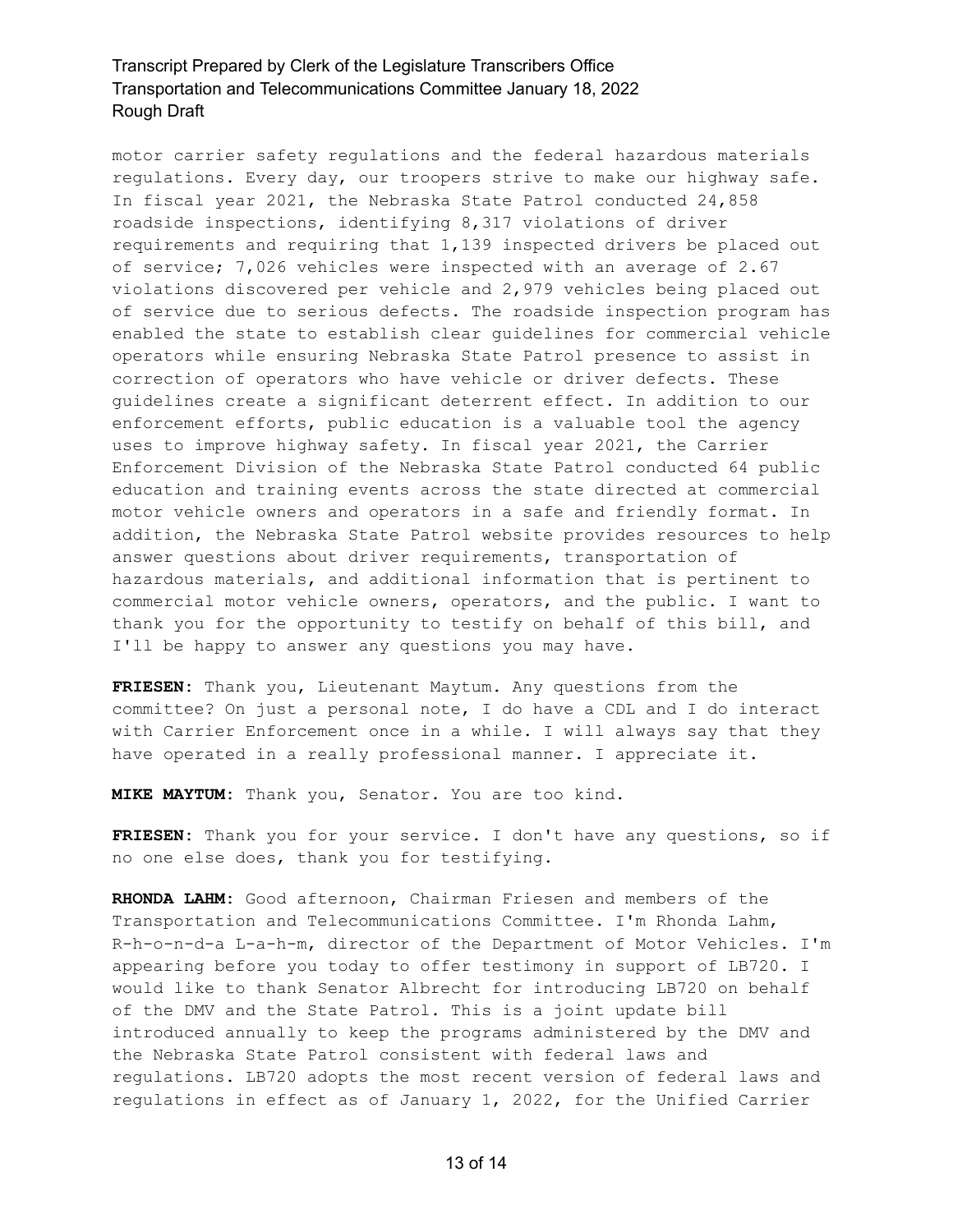motor carrier safety regulations and the federal hazardous materials regulations. Every day, our troopers strive to make our highway safe. In fiscal year 2021, the Nebraska State Patrol conducted 24,858 roadside inspections, identifying 8,317 violations of driver requirements and requiring that 1,139 inspected drivers be placed out of service; 7,026 vehicles were inspected with an average of 2.67 violations discovered per vehicle and 2,979 vehicles being placed out of service due to serious defects. The roadside inspection program has enabled the state to establish clear guidelines for commercial vehicle operators while ensuring Nebraska State Patrol presence to assist in correction of operators who have vehicle or driver defects. These guidelines create a significant deterrent effect. In addition to our enforcement efforts, public education is a valuable tool the agency uses to improve highway safety. In fiscal year 2021, the Carrier Enforcement Division of the Nebraska State Patrol conducted 64 public education and training events across the state directed at commercial motor vehicle owners and operators in a safe and friendly format. In addition, the Nebraska State Patrol website provides resources to help answer questions about driver requirements, transportation of hazardous materials, and additional information that is pertinent to commercial motor vehicle owners, operators, and the public. I want to thank you for the opportunity to testify on behalf of this bill, and I'll be happy to answer any questions you may have.

**FRIESEN:** Thank you, Lieutenant Maytum. Any questions from the committee? On just a personal note, I do have a CDL and I do interact with Carrier Enforcement once in a while. I will always say that they have operated in a really professional manner. I appreciate it.

**MIKE MAYTUM:** Thank you, Senator. You are too kind.

**FRIESEN:** Thank you for your service. I don't have any questions, so if no one else does, thank you for testifying.

**RHONDA LAHM:** Good afternoon, Chairman Friesen and members of the Transportation and Telecommunications Committee. I'm Rhonda Lahm, R-h-o-n-d-a L-a-h-m, director of the Department of Motor Vehicles. I'm appearing before you today to offer testimony in support of LB720. I would like to thank Senator Albrecht for introducing LB720 on behalf of the DMV and the State Patrol. This is a joint update bill introduced annually to keep the programs administered by the DMV and the Nebraska State Patrol consistent with federal laws and regulations. LB720 adopts the most recent version of federal laws and regulations in effect as of January 1, 2022, for the Unified Carrier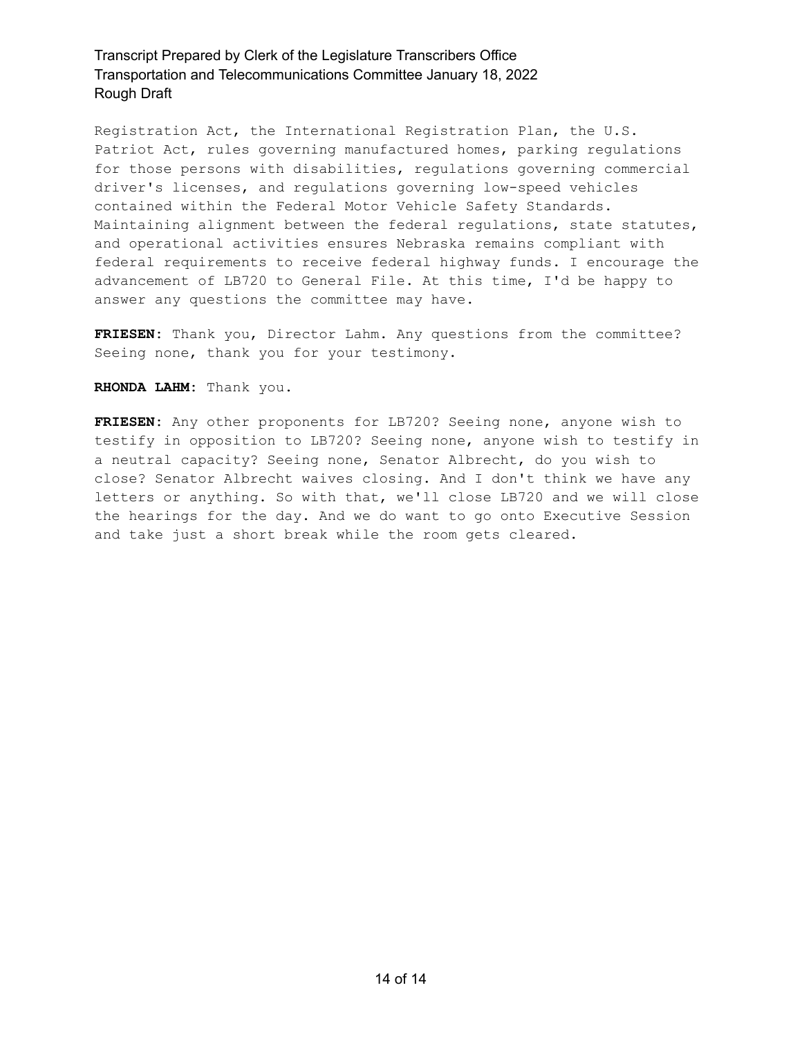Registration Act, the International Registration Plan, the U.S. Patriot Act, rules governing manufactured homes, parking regulations for those persons with disabilities, regulations governing commercial driver's licenses, and regulations governing low-speed vehicles contained within the Federal Motor Vehicle Safety Standards. Maintaining alignment between the federal regulations, state statutes, and operational activities ensures Nebraska remains compliant with federal requirements to receive federal highway funds. I encourage the advancement of LB720 to General File. At this time, I'd be happy to answer any questions the committee may have.

**FRIESEN:** Thank you, Director Lahm. Any questions from the committee? Seeing none, thank you for your testimony.

**RHONDA LAHM:** Thank you.

**FRIESEN:** Any other proponents for LB720? Seeing none, anyone wish to testify in opposition to LB720? Seeing none, anyone wish to testify in a neutral capacity? Seeing none, Senator Albrecht, do you wish to close? Senator Albrecht waives closing. And I don't think we have any letters or anything. So with that, we'll close LB720 and we will close the hearings for the day. And we do want to go onto Executive Session and take just a short break while the room gets cleared.